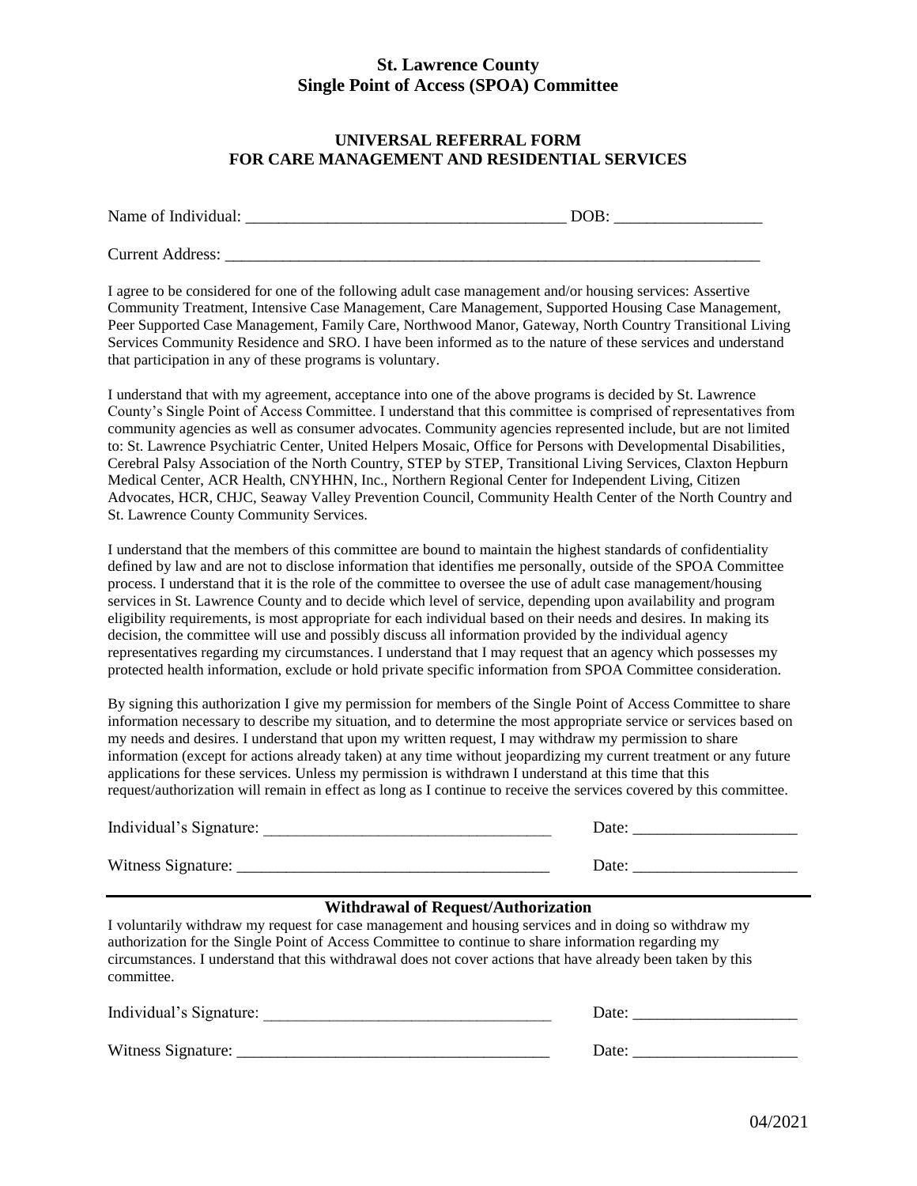**St. Lawrence County**
**Single Point of Access (SPOA) Committee**

**UNIVERSAL REFERRAL FORM**
**FOR CARE MANAGEMENT AND RESIDENTIAL SERVICES**

Name of Individual: _______________________________________ DOB: _________________

Current Address: ____________________________________________________________________

I agree to be considered for one of the following adult case management and/or housing services: Assertive Community Treatment, Intensive Case Management, Care Management, Supported Housing Case Management, Peer Supported Case Management, Family Care, Northwood Manor, Gateway, North Country Transitional Living Services Community Residence and SRO. I have been informed as to the nature of these services and understand that participation in any of these programs is voluntary.

I understand that with my agreement, acceptance into one of the above programs is decided by St. Lawrence County's Single Point of Access Committee. I understand that this committee is comprised of representatives from community agencies as well as consumer advocates. Community agencies represented include, but are not limited to: St. Lawrence Psychiatric Center, United Helpers Mosaic, Office for Persons with Developmental Disabilities, Cerebral Palsy Association of the North Country, STEP by STEP, Transitional Living Services, Claxton Hepburn Medical Center, ACR Health, CNYHHN, Inc., Northern Regional Center for Independent Living, Citizen Advocates, HCR, CHJC, Seaway Valley Prevention Council, Community Health Center of the North Country and St. Lawrence County Community Services.

I understand that the members of this committee are bound to maintain the highest standards of confidentiality defined by law and are not to disclose information that identifies me personally, outside of the SPOA Committee process. I understand that it is the role of the committee to oversee the use of adult case management/housing services in St. Lawrence County and to decide which level of service, depending upon availability and program eligibility requirements, is most appropriate for each individual based on their needs and desires. In making its decision, the committee will use and possibly discuss all information provided by the individual agency representatives regarding my circumstances. I understand that I may request that an agency which possesses my protected health information, exclude or hold private specific information from SPOA Committee consideration.

By signing this authorization I give my permission for members of the Single Point of Access Committee to share information necessary to describe my situation, and to determine the most appropriate service or services based on my needs and desires. I understand that upon my written request, I may withdraw my permission to share information (except for actions already taken) at any time without jeopardizing my current treatment or any future applications for these services. Unless my permission is withdrawn I understand at this time that this request/authorization will remain in effect as long as I continue to receive the services covered by this committee.

Individual's Signature: ___________________________________ Date: ___________________

Witness Signature: _____________________________________ Date: ___________________

---

**Withdrawal of Request/Authorization**

I voluntarily withdraw my request for case management and housing services and in doing so withdraw my authorization for the Single Point of Access Committee to continue to share information regarding my circumstances. I understand that this withdrawal does not cover actions that have already been taken by this committee.

Individual's Signature: ___________________________________ Date: ___________________

Witness Signature: _____________________________________ Date: ___________________

04/2021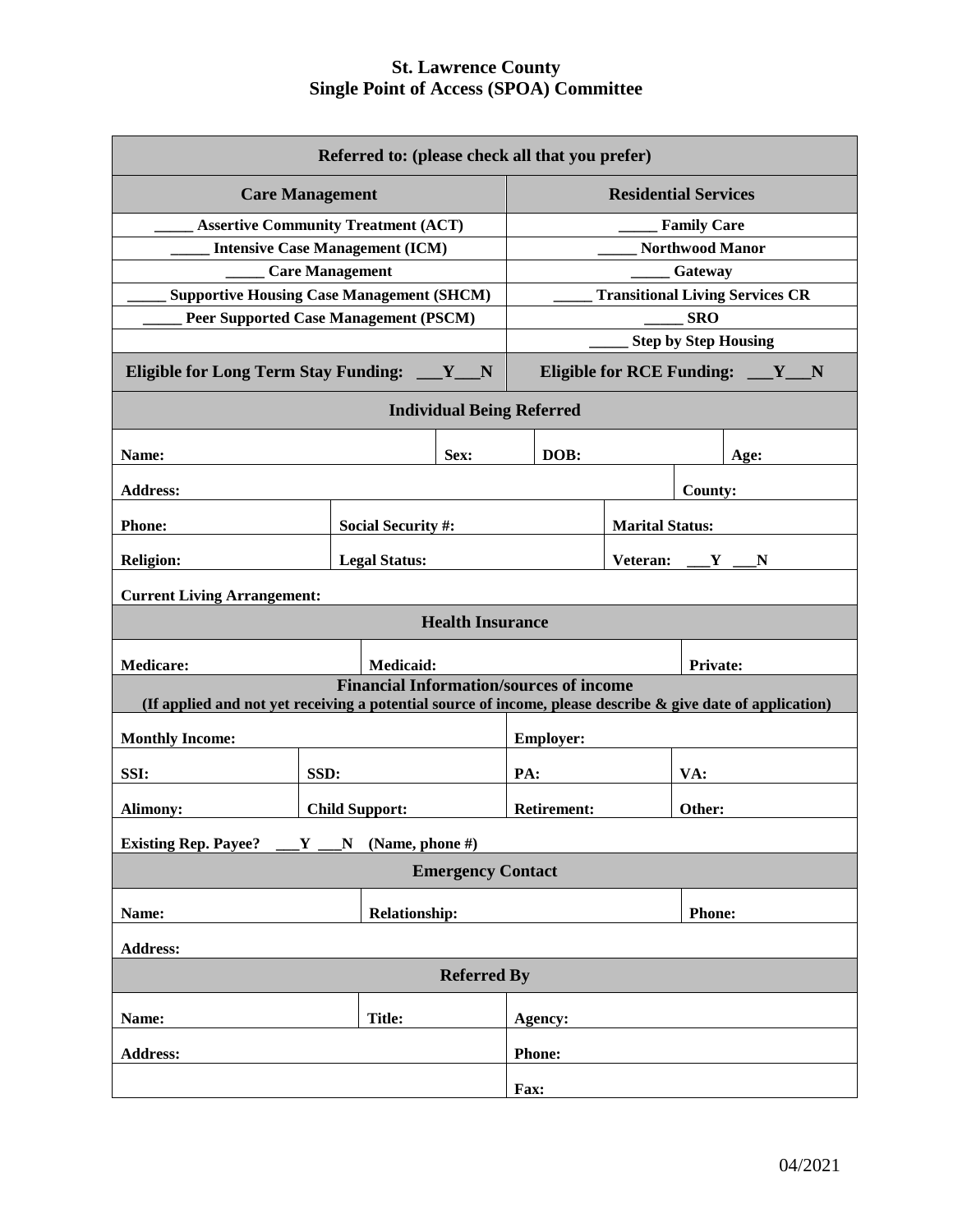# St. Lawrence County
# Single Point of Access (SPOA) Committee

| **Referred to: (please check all that you prefer)** | |
|---|---|
| **Care Management** | **Residential Services** |
| **_____ Assertive Community Treatment (ACT)** | **_____ Family Care** |
| **_____ Intensive Case Management (ICM)** | **_____ Northwood Manor** |
| **_____ Care Management** | **_____ Gateway** |
| **_____ Supportive Housing Case Management (SHCM)** | **_____ Transitional Living Services CR** |
| **_____ Peer Supported Case Management (PSCM)** | **_____ SRO** |
| | **_____ Step by Step Housing** |
| **Eligible for Long Term Stay Funding: ___Y___N** | **Eligible for RCE Funding: ___Y___N** |

| **Individual Being Referred** | | | |
|---|---|---|---|
| **Name:** | **Sex:** | **DOB:** | **Age:** |
| **Address:** | | | **County:** |
| **Phone:** | **Social Security #:** | | **Marital Status:** |
| **Religion:** | **Legal Status:** | | **Veteran: ___Y ___N** |
| **Current Living Arrangement:** | | | |

| **Health Insurance** | | |
|---|---|---|
| **Medicare:** | **Medicaid:** | **Private:** |

| **Financial Information/sources of income** (If applied and not yet receiving a potential source of income, please describe & give date of application) | | | |
|---|---|---|---|
| **Monthly Income:** | | **Employer:** | |
| **SSI:** | **SSD:** | **PA:** | **VA:** |
| **Alimony:** | **Child Support:** | **Retirement:** | **Other:** |
| **Existing Rep. Payee? ___Y ___N (Name, phone #)** | | | |

| **Emergency Contact** | | |
|---|---|---|
| **Name:** | **Relationship:** | **Phone:** |
| **Address:** | | |

| **Referred By** | | |
|---|---|---|
| **Name:** | **Title:** | **Agency:** |
| **Address:** | | **Phone:** |
| | | **Fax:** |

04/2021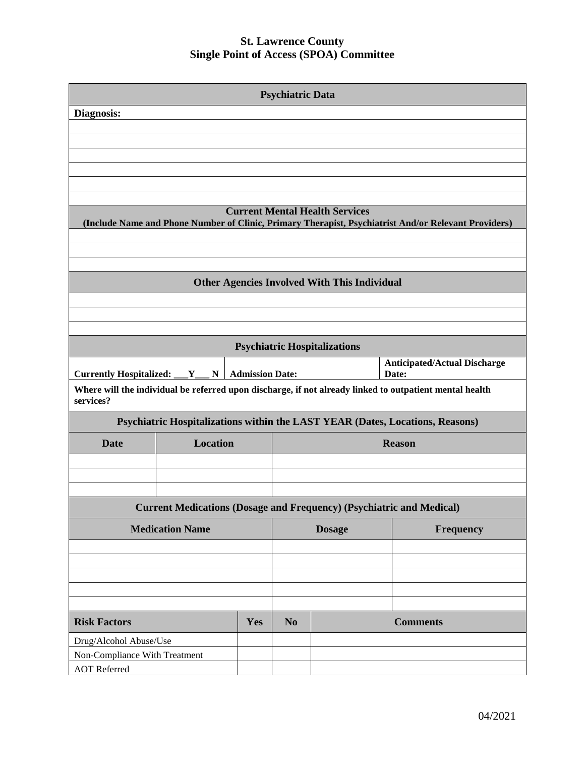**St. Lawrence County**
**Single Point of Access (SPOA) Committee**

| **Psychiatric Data** |
|---|
| **Diagnosis:** |
| |
| |
| |
| |
| |
| |

| **Current Mental Health Services** (Include Name and Phone Number of Clinic, Primary Therapist, Psychiatrist And/or Relevant Providers) |
|---|
| |
| |
| |

| **Other Agencies Involved With This Individual** |
|---|
| |
| |
| |

| **Psychiatric Hospitalizations** | | |
|---|---|---|
| **Currently Hospitalized: ___Y___ N** | **Admission Date:** | **Anticipated/Actual Discharge Date:** |
| **Where will the individual be referred upon discharge, if not already linked to outpatient mental health services?** | | |

| **Psychiatric Hospitalizations within the LAST YEAR (Dates, Locations, Reasons)** | | |
|---|---|---|
| **Date** | **Location** | **Reason** |
| | | |
| | | |
| | | |

| **Current Medications (Dosage and Frequency) (Psychiatric and Medical)** | | |
|---|---|---|
| **Medication Name** | **Dosage** | **Frequency** |
| | | |
| | | |
| | | |
| | | |
| | | |

| **Risk Factors** | **Yes** | **No** | **Comments** |
|---|---|---|---|
| Drug/Alcohol Abuse/Use | | | |
| Non-Compliance With Treatment | | | |
| AOT Referred | | | |

04/2021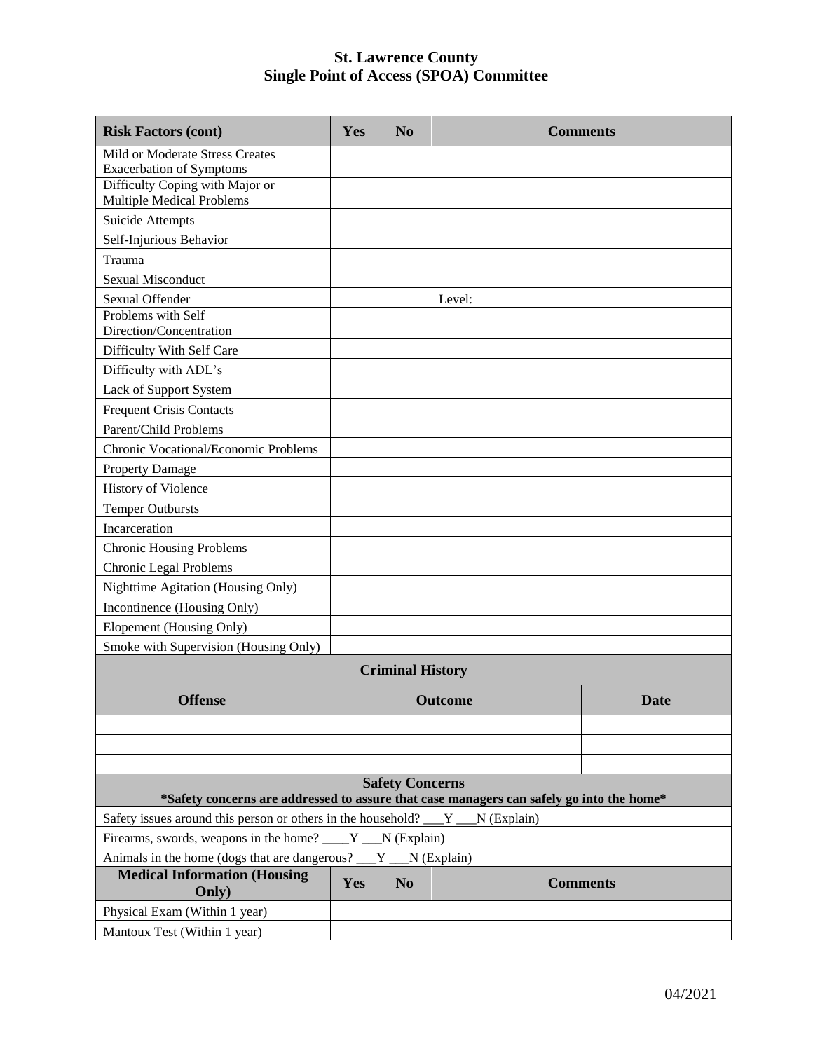# St. Lawrence County
# Single Point of Access (SPOA) Committee

| Risk Factors (cont) | Yes | No | Comments |
|---|---|---|---|
| Mild or Moderate Stress Creates Exacerbation of Symptoms | | | |
| Difficulty Coping with Major or Multiple Medical Problems | | | |
| Suicide Attempts | | | |
| Self-Injurious Behavior | | | |
| Trauma | | | |
| Sexual Misconduct | | | |
| Sexual Offender | | | Level: |
| Problems with Self Direction/Concentration | | | |
| Difficulty With Self Care | | | |
| Difficulty with ADL's | | | |
| Lack of Support System | | | |
| Frequent Crisis Contacts | | | |
| Parent/Child Problems | | | |
| Chronic Vocational/Economic Problems | | | |
| Property Damage | | | |
| History of Violence | | | |
| Temper Outbursts | | | |
| Incarceration | | | |
| Chronic Housing Problems | | | |
| Chronic Legal Problems | | | |
| Nighttime Agitation (Housing Only) | | | |
| Incontinence (Housing Only) | | | |
| Elopement (Housing Only) | | | |
| Smoke with Supervision (Housing Only) | | | |

**Criminal History**

| Offense | Outcome | Date |
|---|---|---|
| | | |
| | | |
| | | |

**Safety Concerns**

***Safety concerns are addressed to assure that case managers can safely go into the home***

Safety issues around this person or others in the household? ___Y ___N (Explain)

Firearms, swords, weapons in the home? ____Y ___N (Explain)

Animals in the home (dogs that are dangerous? ___Y ___N (Explain)

| Medical Information (Housing Only) | Yes | No | Comments |
|---|---|---|---|
| Physical Exam (Within 1 year) | | | |
| Mantoux Test (Within 1 year) | | | |

04/2021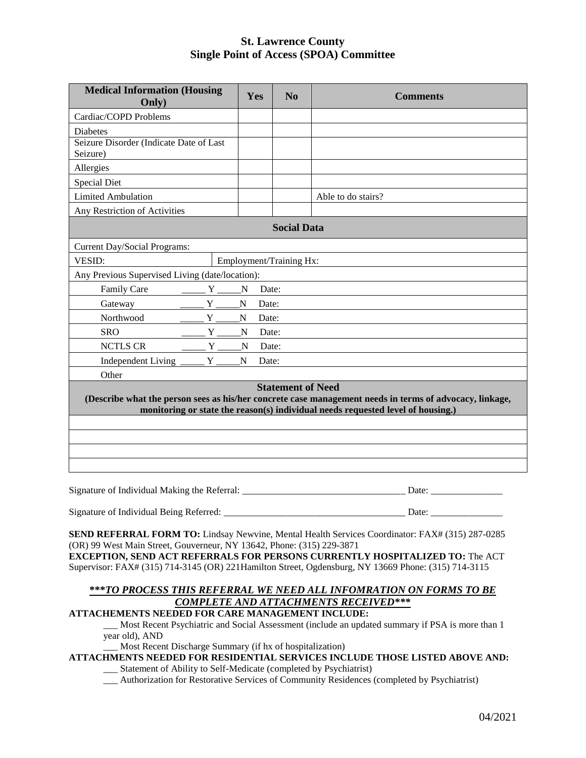## St. Lawrence County
## Single Point of Access (SPOA) Committee

| Medical Information (Housing Only) | Yes | No | Comments |
|---|---|---|---|
| Cardiac/COPD Problems | | | |
| Diabetes | | | |
| Seizure Disorder (Indicate Date of Last Seizure) | | | |
| Allergies | | | |
| Special Diet | | | |
| Limited Ambulation | | | Able to do stairs? |
| Any Restriction of Activities | | | |

### Social Data

Current Day/Social Programs:

VESID: | Employment/Training Hx:

Any Previous Supervised Living (date/location):

- Family Care _____ Y _____N Date:
- Gateway _____ Y _____N Date:
- Northwood _____ Y _____N Date:
- SRO _____ Y _____N Date:
- NCTLS CR _____ Y _____N Date:
- Independent Living _____ Y _____N Date:
- Other

### Statement of Need

**(Describe what the person sees as his/her concrete case management needs in terms of advocacy, linkage, monitoring or state the reason(s) individual needs requested level of housing.)**

Signature of Individual Making the Referral: ___________________________________ Date: _______________

Signature of Individual Being Referred: ______________________________________ Date: _______________

**SEND REFERRAL FORM TO:** Lindsay Newvine, Mental Health Services Coordinator: FAX# (315) 287-0285 (OR) 99 West Main Street, Gouverneur, NY 13642, Phone: (315) 229-3871

**EXCEPTION, SEND ACT REFERRALS FOR PERSONS CURRENTLY HOSPITALIZED TO:** The ACT Supervisor: FAX# (315) 714-3145 (OR) 221Hamilton Street, Ogdensburg, NY 13669 Phone: (315) 714-3115

***\*\*\*TO PROCESS THIS REFERRAL WE NEED ALL INFOMRATION ON FORMS TO BE COMPLETE AND ATTACHMENTS RECEIVED\*\*\****

**ATTACHEMENTS NEEDED FOR CARE MANAGEMENT INCLUDE:**

___ Most Recent Psychiatric and Social Assessment (include an updated summary if PSA is more than 1 year old), AND

___ Most Recent Discharge Summary (if hx of hospitalization)

**ATTACHMENTS NEEDED FOR RESIDENTIAL SERVICES INCLUDE THOSE LISTED ABOVE AND:**

___ Statement of Ability to Self-Medicate (completed by Psychiatrist)

___ Authorization for Restorative Services of Community Residences (completed by Psychiatrist)

04/2021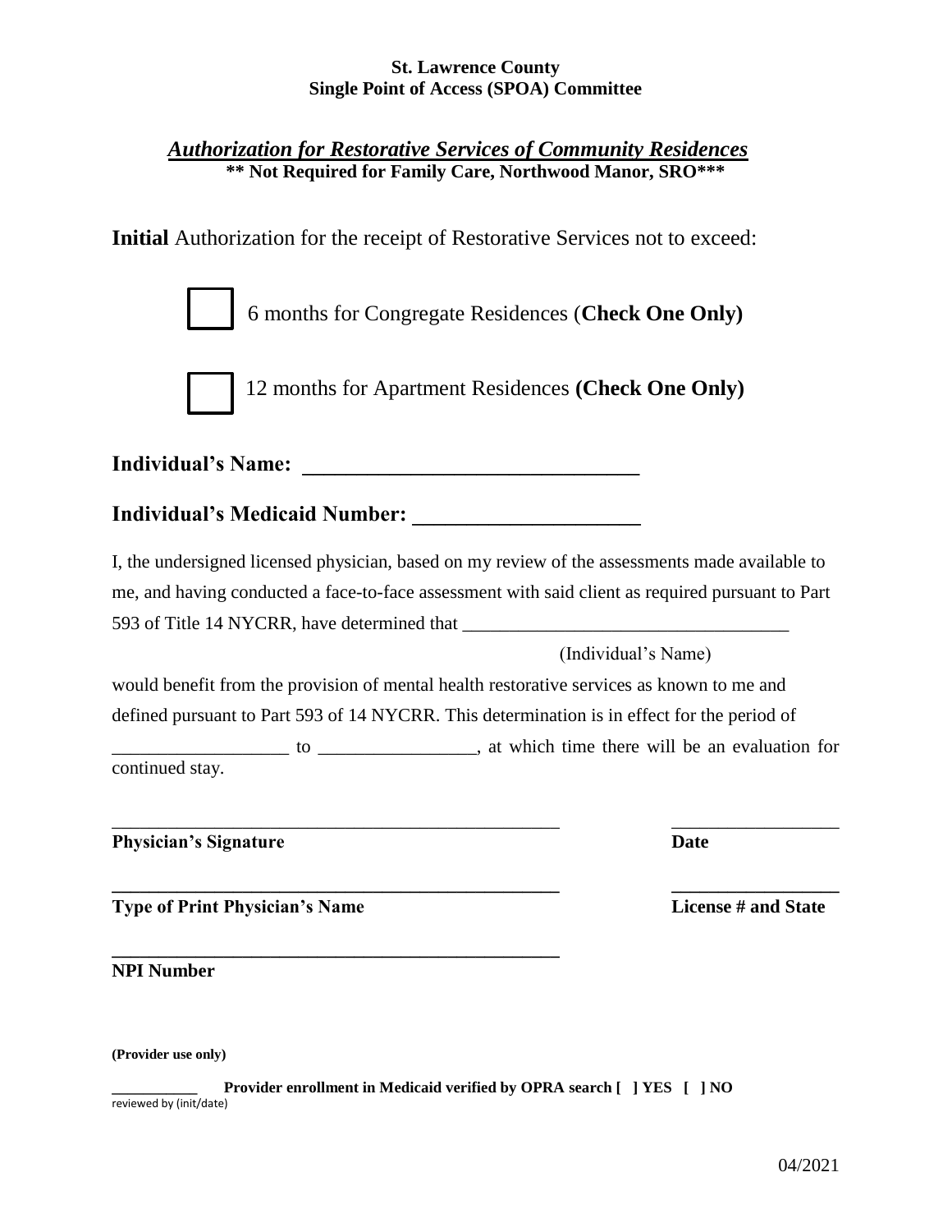**St. Lawrence County**
**Single Point of Access (SPOA) Committee**

## ***Authorization for Restorative Services of Community Residences***

**\*\* Not Required for Family Care, Northwood Manor, SRO\*\*\***

**Initial** Authorization for the receipt of Restorative Services not to exceed:

☐ 6 months for Congregate Residences (**Check One Only)**

☐ 12 months for Apartment Residences **(Check One Only)**

**Individual's Name: ______________________________**

**Individual's Medicaid Number: ____________________**

I, the undersigned licensed physician, based on my review of the assessments made available to me, and having conducted a face-to-face assessment with said client as required pursuant to Part 593 of Title 14 NYCRR, have determined that ___________________________________
(Individual's Name)
would benefit from the provision of mental health restorative services as known to me and defined pursuant to Part 593 of 14 NYCRR. This determination is in effect for the period of ___________________ to _________________, at which time there will be an evaluation for continued stay.

_______________________________________________ _________________
**Physician's Signature** **Date**

_______________________________________________ _________________
**Type of Print Physician's Name** **License # and State**

_______________________________________________
**NPI Number**

**(Provider use only)**

__________ **Provider enrollment in Medicaid verified by OPRA search [ ] YES [ ] NO**
reviewed by (init/date)

04/2021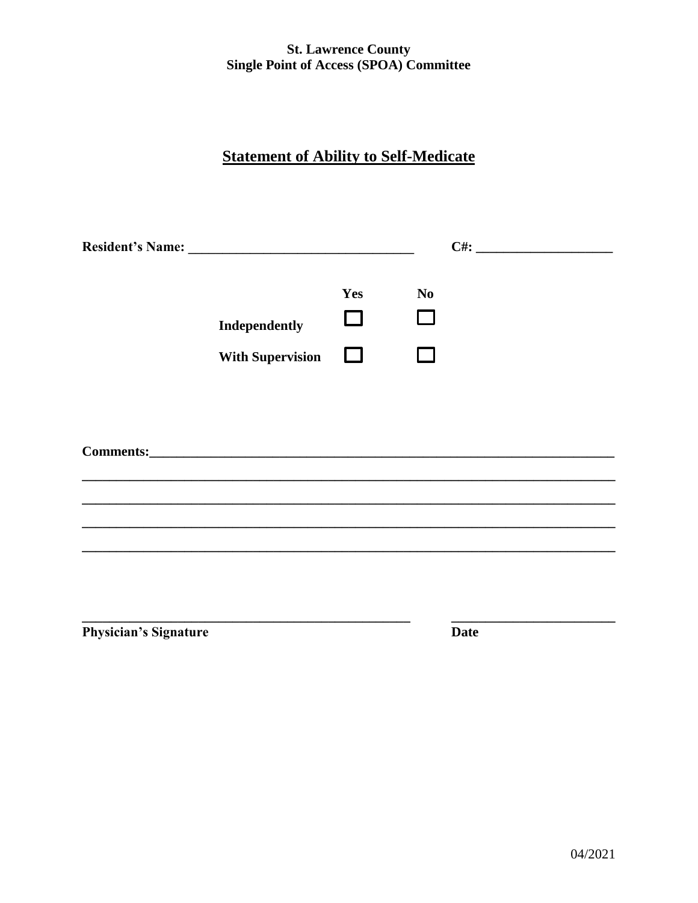**St. Lawrence County**
**Single Point of Access (SPOA) Committee**

# Statement of Ability to Self-Medicate

**Resident's Name:** ________________________________ **C#:** ____________________

| | Yes | No |
|---|---|---|
| **Independently** | ☐ | ☐ |
| **With Supervision** | ☐ | ☐ |

**Comments:**_______________________________________________________________________

_______________________________________________________________________________

_______________________________________________________________________________

_______________________________________________________________________________

_______________________________________________________________________________

_______________________________________________ ________________________

**Physician's Signature** **Date**

04/2021